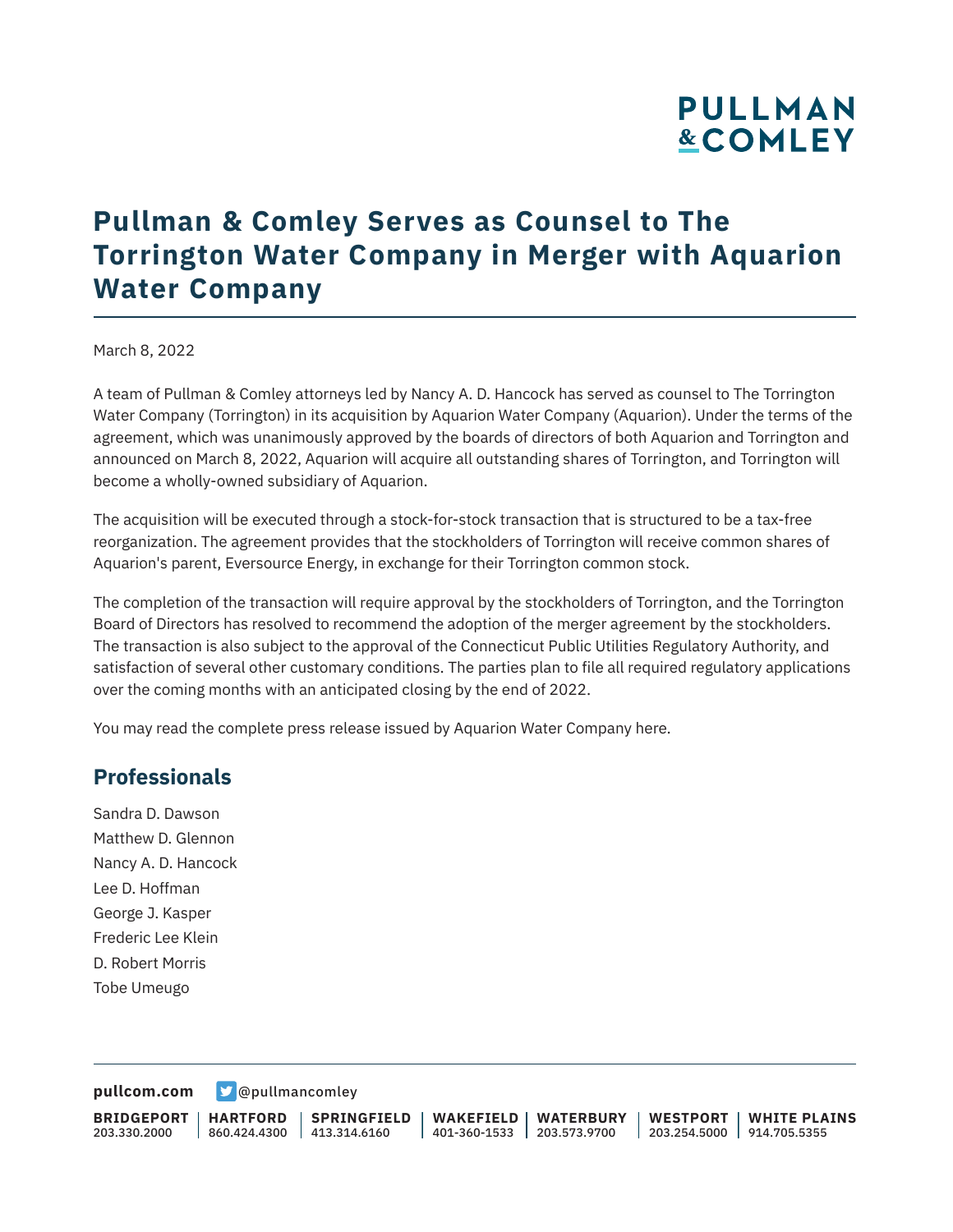# Pullman & Comley Serves as Counsel to The Torrington Water Company in Merger with Aquarion Water Company

March 8, 2022

A team of Pullman & Comley attorneys led by Nancy A. D. Hancock has served as counsel to The Torrington Water Company (Torrington) in its acquisition by Aquarion Water Company (Aquarion). Under the terms of the agreement, which was unanimously approved by the boards of directors of both Aquarion and Torrington and announced on March 8, 2022, Aquarion will acquire all outstanding shares of Torrington, and Torrington will become a wholly-owned subsidiary of Aquarion.

The acquisition will be executed through a stock-for-stock transaction that is structured to be a tax-free reorganization. The agreement provides that the stockholders of Torrington will receive common shares of Aquarion's parent, Eversource Energy, in exchange for their Torrington common stock.

The completion of the transaction will require approval by the stockholders of Torrington, and the Torrington Board of Directors has resolved to recommend the adoption of the merger agreement by the stockholders. The transaction is also subject to the approval of the Connecticut Public Utilities Regulatory Authority, and satisfaction of several other customary conditions. The parties plan to file all required regulatory applications over the coming months with an anticipated closing by the end of 2022.

You may read the complete press release issued by Aquarion Water Company here.

## Professionals

Sandra D. Dawson
Matthew D. Glennon
Nancy A. D. Hancock
Lee D. Hoffman
George J. Kasper
Frederic Lee Klein
D. Robert Morris
Tobe Umeugo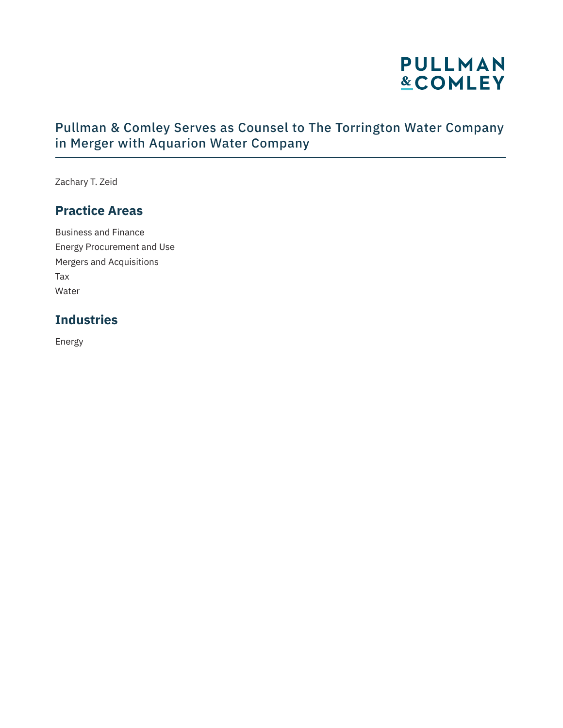## Pullman & Comley Serves as Counsel to The Torrington Water Company in Merger with Aquarion Water Company

Zachary T. Zeid

### Practice Areas

Business and Finance
Energy Procurement and Use
Mergers and Acquisitions
Tax
Water

### Industries

Energy